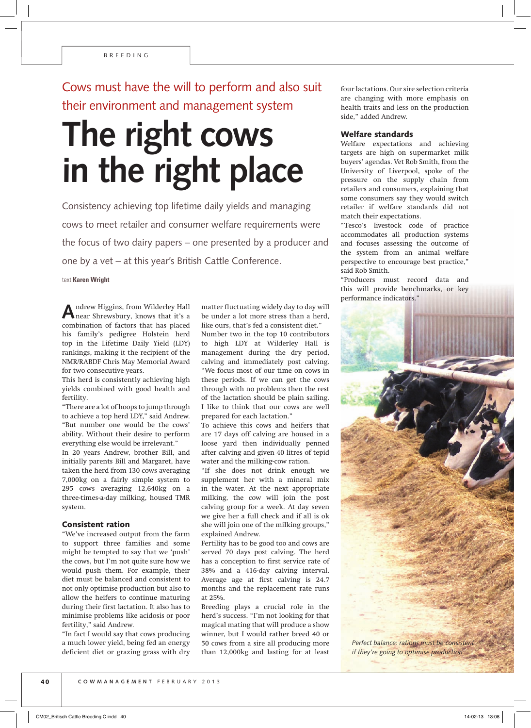Cows must have the will to perform and also suit their environment and management system

# The right cows in the right place

Consistency achieving top lifetime daily yields and managing cows to meet retailer and consumer welfare requirements were the focus of two dairy papers – one presented by a producer and one by a vet – at this year's British Cattle Conference.

text **Karen Wright**

Andrew Higgins, from Wilderley Hall near Shrewsbury, knows that it's a combination of factors that has placed his family's pedigree Holstein herd top in the Lifetime Daily Yield (LDY) rankings, making it the recipient of the NMR/RABDF Chris May Memorial Award for two consecutive years.

This herd is consistently achieving high yields combined with good health and fertility.

"There are a lot of hoops to jump through to achieve a top herd LDY," said Andrew. "But number one would be the cows' ability. Without their desire to perform everything else would be irrelevant."

In 20 years Andrew, brother Bill, and initially parents Bill and Margaret, have taken the herd from 130 cows averaging 7,000kg on a fairly simple system to 295 cows averaging 12,640kg on a three-times-a-day milking, housed TMR system.

### Consistent ration

"We've increased output from the farm to support three families and some might be tempted to say that we 'push' the cows, but I'm not quite sure how we would push them. For example, their diet must be balanced and consistent to not only optimise production but also to allow the heifers to continue maturing during their first lactation. It also has to minimise problems like acidosis or poor fertility," said Andrew.

"In fact I would say that cows producing a much lower yield, being fed an energy deficient diet or grazing grass with dry matter fluctuating widely day to day will be under a lot more stress than a herd, like ours, that's fed a consistent diet."

Number two in the top 10 contributors to high LDY at Wilderley Hall is management during the dry period, calving and immediately post calving. "We focus most of our time on cows in these periods. If we can get the cows through with no problems then the rest of the lactation should be plain sailing. I like to think that our cows are well prepared for each lactation."

To achieve this cows and heifers that are 17 days off calving are housed in a loose yard then individually penned after calving and given 40 litres of tepid water and the milking-cow ration.

"If she does not drink enough we supplement her with a mineral mix in the water. At the next appropriate milking, the cow will join the post calving group for a week. At day seven we give her a full check and if all is ok she will join one of the milking groups," explained Andrew.

Fertility has to be good too and cows are served 70 days post calving. The herd has a conception to first service rate of 38% and a 416-day calving interval. Average age at first calving is 24.7 months and the replacement rate runs at 25%.

Breeding plays a crucial role in the herd's success. "I'm not looking for that magical mating that will produce a show winner, but I would rather breed 40 or 50 cows from a sire all producing more than 12,000kg and lasting for at least four lactations. Our sire selection criteria are changing with more emphasis on health traits and less on the production side," added Andrew.

### Welfare standards

Welfare expectations and achieving targets are high on supermarket milk buyers' agendas. Vet Rob Smith, from the University of Liverpool, spoke of the pressure on the supply chain from retailers and consumers, explaining that some consumers say they would switch retailer if welfare standards did not match their expectations.

"Tesco's livestock code of practice accommodates all production systems and focuses assessing the outcome of the system from an animal welfare perspective to encourage best practice," said Rob Smith.

"Producers must record data and this will provide benchmarks, or key performance indicators."

*Perfect balance: rations must be consistent if they're going to optimise production*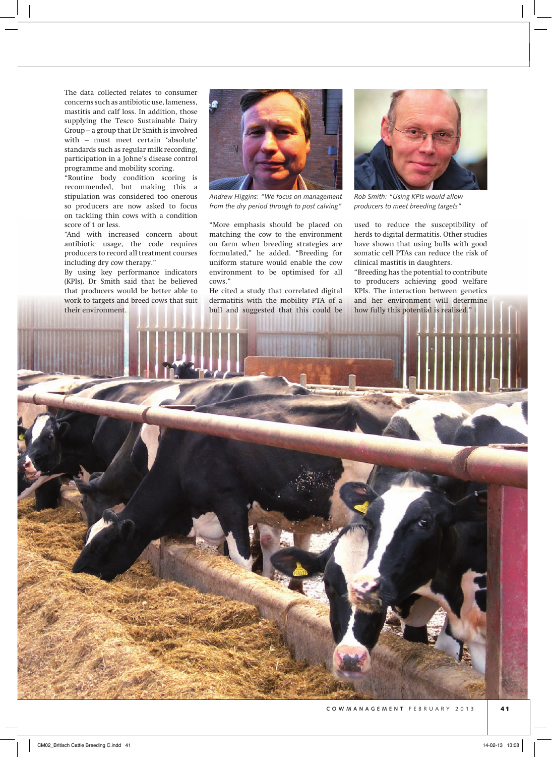The data collected relates to consumer concerns such as antibiotic use, lameness, mastitis and calf loss. In addition, those supplying the Tesco Sustainable Dairy Group – a group that Dr Smith is involved with – must meet certain 'absolute' standards such as regular milk recording, participation in a Johne's disease control programme and mobility scoring.

"Routine body condition scoring is recommended, but making this a stipulation was considered too onerous so producers are now asked to focus on tackling thin cows with a condition score of 1 or less.

"And with increased concern about antibiotic usage, the code requires producers to record all treatment courses including dry cow therapy."

By using key performance indicators (KPIs), Dr Smith said that he believed that producers would be better able to work to targets and breed cows that suit their environment.

*Andrew Higgins: "We focus on management from the dry period through to post calving"*

"More emphasis should be placed on matching the cow to the environment on farm when breeding strategies are formulated," he added. "Breeding for uniform stature would enable the cow environment to be optimised for all cows."

He cited a study that correlated digital dermatitis with the mobility PTA of a bull and suggested that this could be used to reduce the susceptibility of herds to digital dermatitis. Other studies have shown that using bulls with good somatic cell PTAs can reduce the risk of clinical mastitis in daughters.

*Rob Smith: "Using KPIs would allow producers to meet breeding targets"*

"Breeding has the potential to contribute to producers achieving good welfare KPIs. The interaction between genetics and her environment will determine how fully this potential is realised."